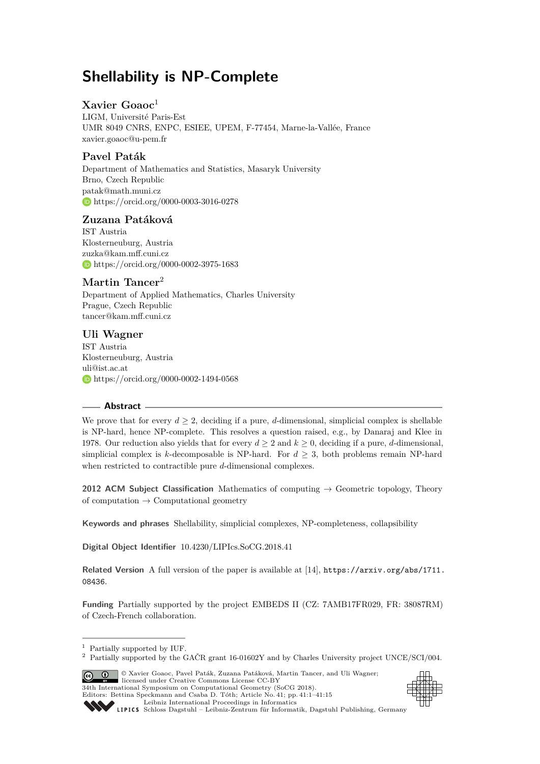# Shellability is NP-Complete

## Xavier Goaoc[1]

LIGM, Université Paris-Est
UMR 8049 CNRS, ENPC, ESIEE, UPEM, F-77454, Marne-la-Vallée, France
xavier.goaoc@u-pem.fr

## Pavel Paták

Department of Mathematics and Statistics, Masaryk University
Brno, Czech Republic
patak@math.muni.cz
https://orcid.org/0000-0003-3016-0278

## Zuzana Patáková

IST Austria
Klosterneuburg, Austria
zuzka@kam.mff.cuni.cz
https://orcid.org/0000-0002-3975-1683

## Martin Tancer[2]

Department of Applied Mathematics, Charles University
Prague, Czech Republic
tancer@kam.mff.cuni.cz

## Uli Wagner

IST Austria
Klosterneuburg, Austria
uli@ist.ac.at
https://orcid.org/0000-0002-1494-0568

### Abstract

We prove that for every $d \geq 2$, deciding if a pure, $d$-dimensional, simplicial complex is shellable is NP-hard, hence NP-complete. This resolves a question raised, e.g., by Danaraj and Klee in 1978. Our reduction also yields that for every $d \geq 2$ and $k \geq 0$, deciding if a pure, $d$-dimensional, simplicial complex is $k$-decomposable is NP-hard. For $d \geq 3$, both problems remain NP-hard when restricted to contractible pure $d$-dimensional complexes.

**2012 ACM Subject Classification** Mathematics of computing → Geometric topology, Theory of computation → Computational geometry

**Keywords and phrases** Shellability, simplicial complexes, NP-completeness, collapsibility

**Digital Object Identifier** 10.4230/LIPIcs.SoCG.2018.41

**Related Version** A full version of the paper is available at [14], https://arxiv.org/abs/1711.08436.

**Funding** Partially supported by the project EMBEDS II (CZ: 7AMB17FR029, FR: 38087RM) of Czech-French collaboration.

---

[1] Partially supported by IUF.

[2] Partially supported by the GAČR grant 16-01602Y and by Charles University project UNCE/SCI/004.

© Xavier Goaoc, Pavel Paták, Zuzana Patáková, Martin Tancer, and Uli Wagner; licensed under Creative Commons License CC-BY
34th International Symposium on Computational Geometry (SoCG 2018).
Editors: Bettina Speckmann and Csaba D. Tóth; Article No. 41; pp. 41:1–41:15
Leibniz International Proceedings in Informatics
Schloss Dagstuhl – Leibniz-Zentrum für Informatik, Dagstuhl Publishing, Germany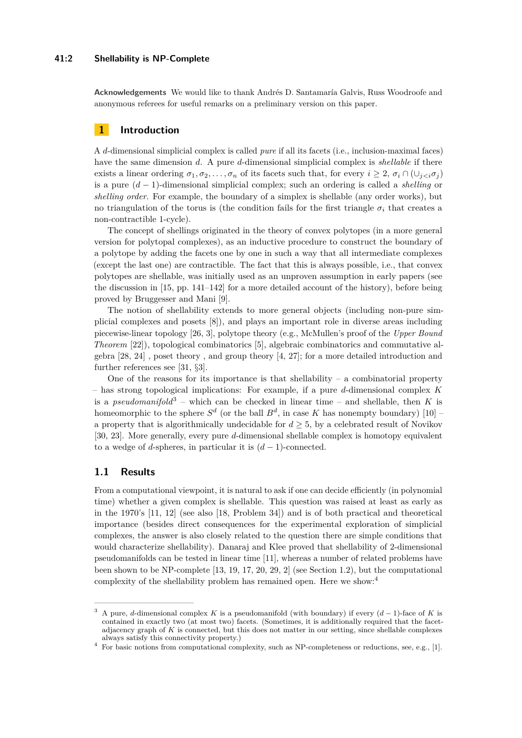**Acknowledgements** We would like to thank Andrés D. Santamaría Galvis, Russ Woodroofe and anonymous referees for useful remarks on a preliminary version on this paper.

## 1 Introduction

A $d$-dimensional simplicial complex is called *pure* if all its facets (i.e., inclusion-maximal faces) have the same dimension $d$. A pure $d$-dimensional simplicial complex is *shellable* if there exists a linear ordering $\sigma_1, \sigma_2, \ldots, \sigma_n$ of its facets such that, for every $i \geq 2$, $\sigma_i \cap (\cup_{j<i}\sigma_j)$ is a pure $(d-1)$-dimensional simplicial complex; such an ordering is called a *shelling* or *shelling order*. For example, the boundary of a simplex is shellable (any order works), but no triangulation of the torus is (the condition fails for the first triangle $\sigma_i$ that creates a non-contractible 1-cycle).

The concept of shellings originated in the theory of convex polytopes (in a more general version for polytopal complexes), as an inductive procedure to construct the boundary of a polytope by adding the facets one by one in such a way that all intermediate complexes (except the last one) are contractible. The fact that this is always possible, i.e., that convex polytopes are shellable, was initially used as an unproven assumption in early papers (see the discussion in [15, pp. 141–142] for a more detailed account of the history), before being proved by Bruggesser and Mani [9].

The notion of shellability extends to more general objects (including non-pure simplicial complexes and posets [8]), and plays an important role in diverse areas including piecewise-linear topology [26, 3], polytope theory (e.g., McMullen's proof of the *Upper Bound Theorem* [22]), topological combinatorics [5], algebraic combinatorics and commutative algebra [28, 24] , poset theory , and group theory [4, 27]; for a more detailed introduction and further references see [31, §3].

One of the reasons for its importance is that shellability – a combinatorial property – has strong topological implications: For example, if a pure $d$-dimensional complex $K$ is a *pseudomanifold*[3] – which can be checked in linear time – and shellable, then $K$ is homeomorphic to the sphere $S^d$ (or the ball $B^d$, in case $K$ has nonempty boundary) [10] – a property that is algorithmically undecidable for $d \geq 5$, by a celebrated result of Novikov [30, 23]. More generally, every pure $d$-dimensional shellable complex is homotopy equivalent to a wedge of $d$-spheres, in particular it is $(d-1)$-connected.

### 1.1 Results

From a computational viewpoint, it is natural to ask if one can decide efficiently (in polynomial time) whether a given complex is shellable. This question was raised at least as early as in the 1970's [11, 12] (see also [18, Problem 34]) and is of both practical and theoretical importance (besides direct consequences for the experimental exploration of simplicial complexes, the answer is also closely related to the question there are simple conditions that would characterize shellability). Danaraj and Klee proved that shellability of 2-dimensional pseudomanifolds can be tested in linear time [11], whereas a number of related problems have been shown to be NP-complete [13, 19, 17, 20, 29, 2] (see Section 1.2), but the computational complexity of the shellability problem has remained open. Here we show:[4]

[3] A pure, $d$-dimensional complex $K$ is a pseudomanifold (with boundary) if every $(d-1)$-face of $K$ is contained in exactly two (at most two) facets. (Sometimes, it is additionally required that the facet-adjacency graph of $K$ is connected, but this does not matter in our setting, since shellable complexes always satisfy this connectivity property.)

[4] For basic notions from computational complexity, such as NP-completeness or reductions, see, e.g., [1].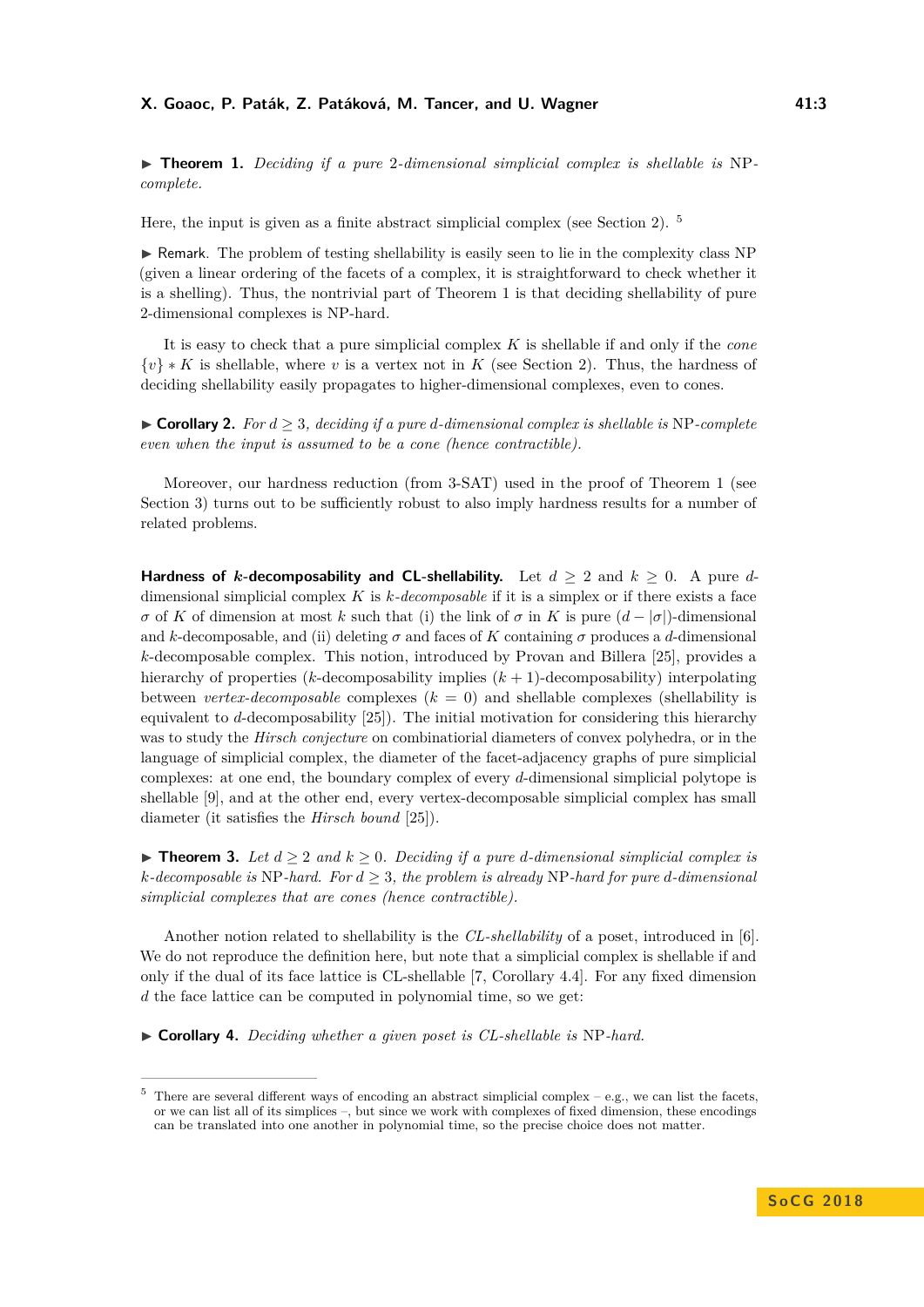▶ **Theorem 1.** *Deciding if a pure 2-dimensional simplicial complex is shellable is* NP*-complete.*

Here, the input is given as a finite abstract simplicial complex (see Section 2). [5]

▶ Remark. The problem of testing shellability is easily seen to lie in the complexity class NP (given a linear ordering of the facets of a complex, it is straightforward to check whether it is a shelling). Thus, the nontrivial part of Theorem 1 is that deciding shellability of pure 2-dimensional complexes is NP-hard.

It is easy to check that a pure simplicial complex $K$ is shellable if and only if the *cone* $\{v\} * K$ is shellable, where $v$ is a vertex not in $K$ (see Section 2). Thus, the hardness of deciding shellability easily propagates to higher-dimensional complexes, even to cones.

▶ **Corollary 2.** *For $d \geq 3$, deciding if a pure $d$-dimensional complex is shellable is* NP*-complete even when the input is assumed to be a cone (hence contractible).*

Moreover, our hardness reduction (from 3-SAT) used in the proof of Theorem 1 (see Section 3) turns out to be sufficiently robust to also imply hardness results for a number of related problems.

**Hardness of $k$-decomposability and CL-shellability.** Let $d \geq 2$ and $k \geq 0$. A pure $d$-dimensional simplicial complex $K$ is *$k$-decomposable* if it is a simplex or if there exists a face $\sigma$ of $K$ of dimension at most $k$ such that (i) the link of $\sigma$ in $K$ is pure $(d - |\sigma|)$-dimensional and $k$-decomposable, and (ii) deleting $\sigma$ and faces of $K$ containing $\sigma$ produces a $d$-dimensional $k$-decomposable complex. This notion, introduced by Provan and Billera [25], provides a hierarchy of properties ($k$-decomposability implies $(k+1)$-decomposability) interpolating between *vertex-decomposable* complexes ($k = 0$) and shellable complexes (shellability is equivalent to $d$-decomposability [25]). The initial motivation for considering this hierarchy was to study the *Hirsch conjecture* on combinatorial diameters of convex polyhedra, or in the language of simplicial complex, the diameter of the facet-adjacency graphs of pure simplicial complexes: at one end, the boundary complex of every $d$-dimensional simplicial polytope is shellable [9], and at the other end, every vertex-decomposable simplicial complex has small diameter (it satisfies the *Hirsch bound* [25]).

▶ **Theorem 3.** *Let $d \geq 2$ and $k \geq 0$. Deciding if a pure $d$-dimensional simplicial complex is $k$-decomposable is* NP*-hard. For $d \geq 3$, the problem is already* NP*-hard for pure $d$-dimensional simplicial complexes that are cones (hence contractible).*

Another notion related to shellability is the *CL-shellability* of a poset, introduced in [6]. We do not reproduce the definition here, but note that a simplicial complex is shellable if and only if the dual of its face lattice is CL-shellable [7, Corollary 4.4]. For any fixed dimension $d$ the face lattice can be computed in polynomial time, so we get:

▶ **Corollary 4.** *Deciding whether a given poset is CL-shellable is* NP*-hard.*

---

[5] There are several different ways of encoding an abstract simplicial complex – e.g., we can list the facets, or we can list all of its simplices –, but since we work with complexes of fixed dimension, these encodings can be translated into one another in polynomial time, so the precise choice does not matter.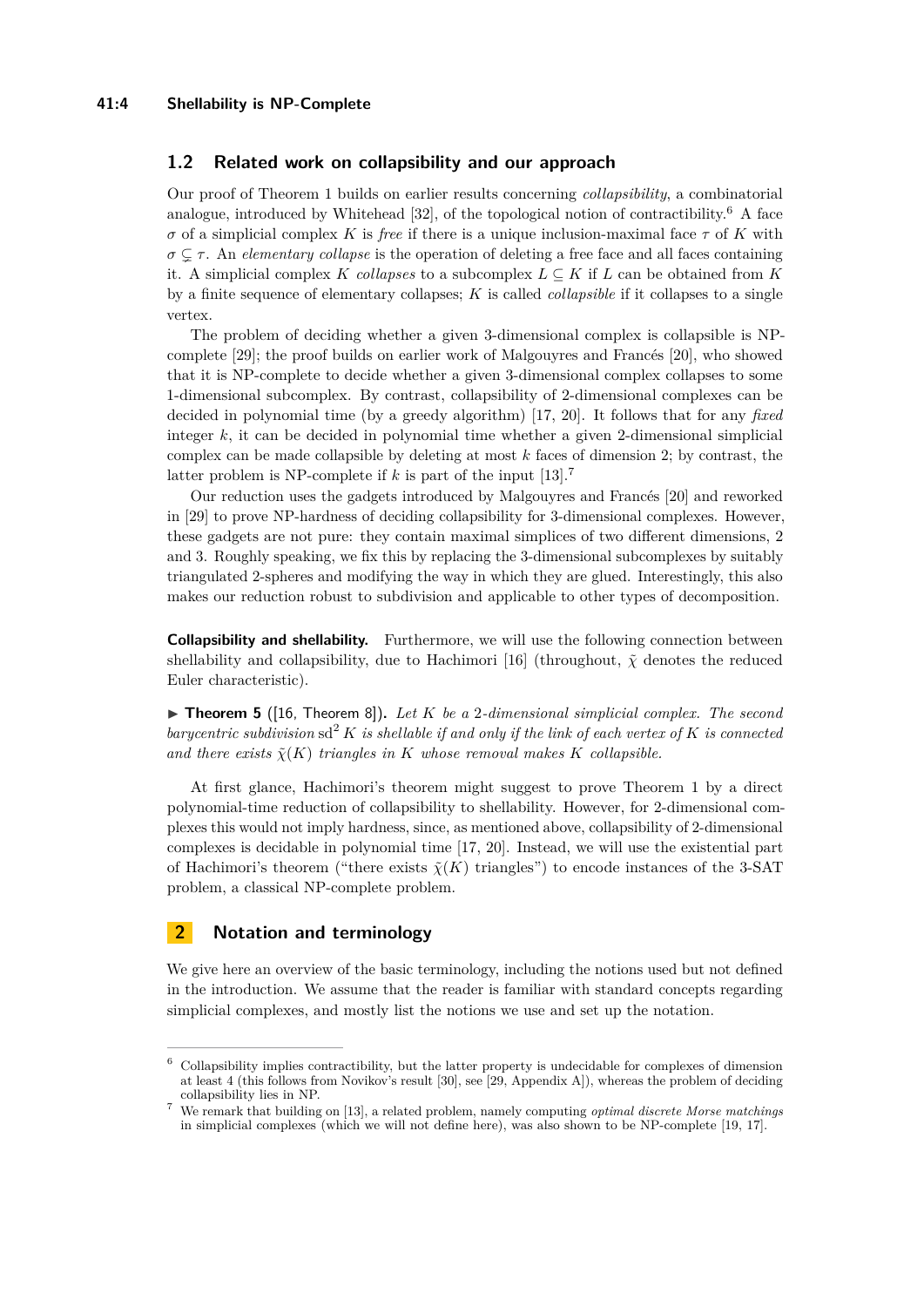## 1.2 Related work on collapsibility and our approach

Our proof of Theorem 1 builds on earlier results concerning *collapsibility*, a combinatorial analogue, introduced by Whitehead [32], of the topological notion of contractibility.[6] A face $\sigma$ of a simplicial complex $K$ is *free* if there is a unique inclusion-maximal face $\tau$ of $K$ with $\sigma \subsetneq \tau$. An *elementary collapse* is the operation of deleting a free face and all faces containing it. A simplicial complex $K$ *collapses* to a subcomplex $L \subseteq K$ if $L$ can be obtained from $K$ by a finite sequence of elementary collapses; $K$ is called *collapsible* if it collapses to a single vertex.

The problem of deciding whether a given 3-dimensional complex is collapsible is NP-complete [29]; the proof builds on earlier work of Malgouyres and Francés [20], who showed that it is NP-complete to decide whether a given 3-dimensional complex collapses to some 1-dimensional subcomplex. By contrast, collapsibility of 2-dimensional complexes can be decided in polynomial time (by a greedy algorithm) [17, 20]. It follows that for any *fixed* integer $k$, it can be decided in polynomial time whether a given 2-dimensional simplicial complex can be made collapsible by deleting at most $k$ faces of dimension 2; by contrast, the latter problem is NP-complete if $k$ is part of the input [13].[7]

Our reduction uses the gadgets introduced by Malgouyres and Francés [20] and reworked in [29] to prove NP-hardness of deciding collapsibility for 3-dimensional complexes. However, these gadgets are not pure: they contain maximal simplices of two different dimensions, 2 and 3. Roughly speaking, we fix this by replacing the 3-dimensional subcomplexes by suitably triangulated 2-spheres and modifying the way in which they are glued. Interestingly, this also makes our reduction robust to subdivision and applicable to other types of decomposition.

**Collapsibility and shellability.** Furthermore, we will use the following connection between shellability and collapsibility, due to Hachimori [16] (throughout, $\tilde{\chi}$ denotes the reduced Euler characteristic).

▶ **Theorem 5** ([16, Theorem 8]). *Let $K$ be a 2-dimensional simplicial complex. The second barycentric subdivision $\mathrm{sd}^2 K$ is shellable if and only if the link of each vertex of $K$ is connected and there exists $\tilde{\chi}(K)$ triangles in $K$ whose removal makes $K$ collapsible.*

At first glance, Hachimori's theorem might suggest to prove Theorem 1 by a direct polynomial-time reduction of collapsibility to shellability. However, for 2-dimensional complexes this would not imply hardness, since, as mentioned above, collapsibility of 2-dimensional complexes is decidable in polynomial time [17, 20]. Instead, we will use the existential part of Hachimori's theorem ("there exists $\tilde{\chi}(K)$ triangles") to encode instances of the 3-SAT problem, a classical NP-complete problem.

# 2 Notation and terminology

We give here an overview of the basic terminology, including the notions used but not defined in the introduction. We assume that the reader is familiar with standard concepts regarding simplicial complexes, and mostly list the notions we use and set up the notation.

---

[6] Collapsibility implies contractibility, but the latter property is undecidable for complexes of dimension at least 4 (this follows from Novikov's result [30], see [29, Appendix A]), whereas the problem of deciding collapsibility lies in NP.

[7] We remark that building on [13], a related problem, namely computing *optimal discrete Morse matchings* in simplicial complexes (which we will not define here), was also shown to be NP-complete [19, 17].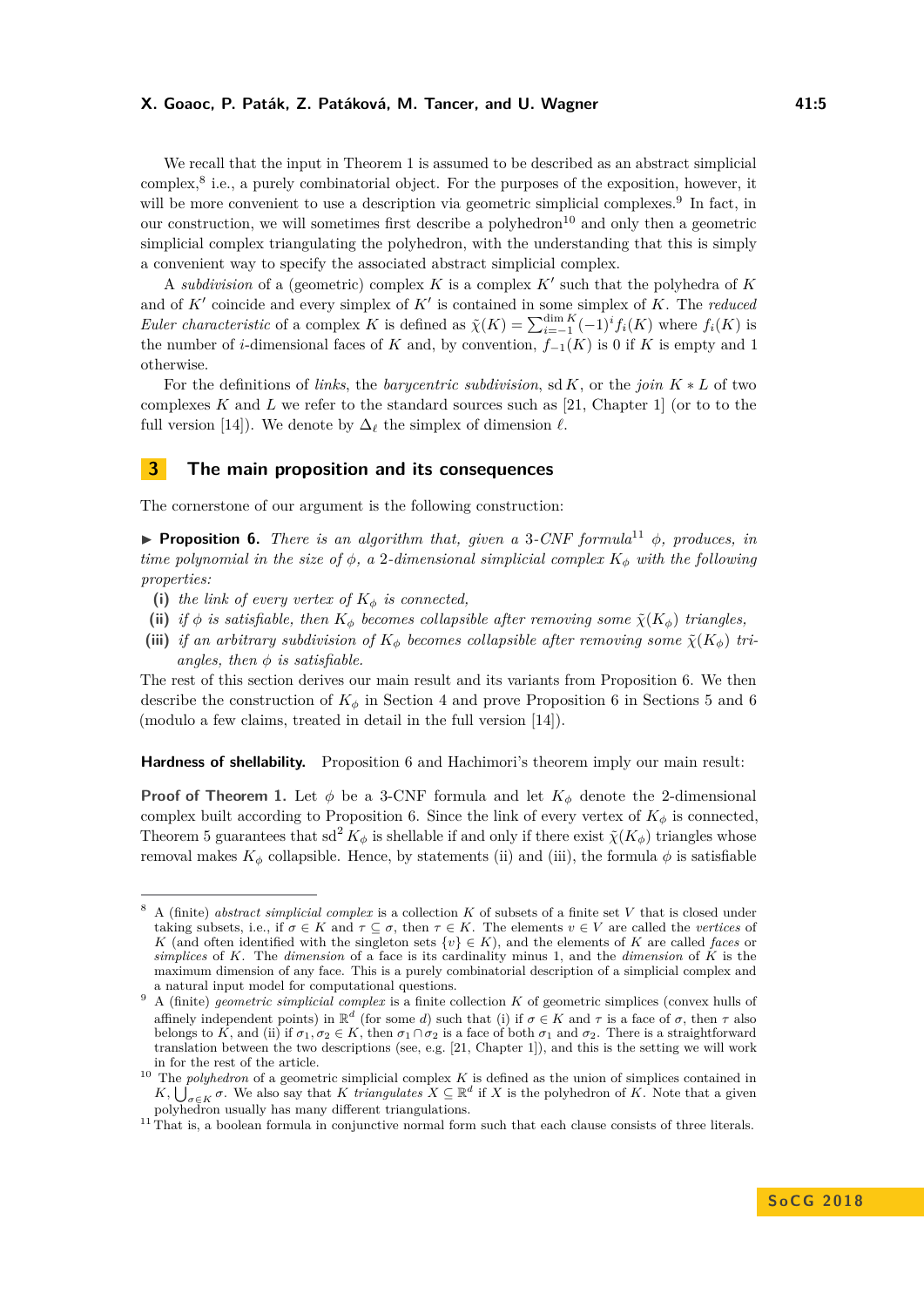We recall that the input in Theorem 1 is assumed to be described as an abstract simplicial complex,[8] i.e., a purely combinatorial object. For the purposes of the exposition, however, it will be more convenient to use a description via geometric simplicial complexes.[9] In fact, in our construction, we will sometimes first describe a polyhedron[10] and only then a geometric simplicial complex triangulating the polyhedron, with the understanding that this is simply a convenient way to specify the associated abstract simplicial complex.

A *subdivision* of a (geometric) complex $K$ is a complex $K'$ such that the polyhedra of $K$ and of $K'$ coincide and every simplex of $K'$ is contained in some simplex of $K$. The *reduced Euler characteristic* of a complex $K$ is defined as $\tilde{\chi}(K) = \sum_{i=-1}^{\dim K} (-1)^i f_i(K)$ where $f_i(K)$ is the number of $i$-dimensional faces of $K$ and, by convention, $f_{-1}(K)$ is 0 if $K$ is empty and 1 otherwise.

For the definitions of *links*, the *barycentric subdivision*, $\operatorname{sd} K$, or the *join* $K * L$ of two complexes $K$ and $L$ we refer to the standard sources such as [21, Chapter 1] (or to to the full version [14]). We denote by $\Delta_\ell$ the simplex of dimension $\ell$.

## 3 The main proposition and its consequences

The cornerstone of our argument is the following construction:

▶ **Proposition 6.** *There is an algorithm that, given a 3-CNF formula*[11] $\phi$*, produces, in time polynomial in the size of* $\phi$*, a 2-dimensional simplicial complex* $K_\phi$ *with the following properties:*

**(i)** *the link of every vertex of* $K_\phi$ *is connected,*

**(ii)** *if* $\phi$ *is satisfiable, then* $K_\phi$ *becomes collapsible after removing some* $\tilde{\chi}(K_\phi)$ *triangles,*

**(iii)** *if an arbitrary subdivision of* $K_\phi$ *becomes collapsible after removing some* $\tilde{\chi}(K_\phi)$ *triangles, then* $\phi$ *is satisfiable.*

The rest of this section derives our main result and its variants from Proposition 6. We then describe the construction of $K_\phi$ in Section 4 and prove Proposition 6 in Sections 5 and 6 (modulo a few claims, treated in detail in the full version [14]).

**Hardness of shellability.** Proposition 6 and Hachimori's theorem imply our main result:

**Proof of Theorem 1.** Let $\phi$ be a 3-CNF formula and let $K_\phi$ denote the 2-dimensional complex built according to Proposition 6. Since the link of every vertex of $K_\phi$ is connected, Theorem 5 guarantees that $\operatorname{sd}^2 K_\phi$ is shellable if and only if there exist $\tilde{\chi}(K_\phi)$ triangles whose removal makes $K_\phi$ collapsible. Hence, by statements (ii) and (iii), the formula $\phi$ is satisfiable

---

[8] A (finite) *abstract simplicial complex* is a collection $K$ of subsets of a finite set $V$ that is closed under taking subsets, i.e., if $\sigma \in K$ and $\tau \subseteq \sigma$, then $\tau \in K$. The elements $v \in V$ are called the *vertices* of $K$ (and often identified with the singleton sets $\{v\} \in K$), and the elements of $K$ are called *faces* or *simplices* of $K$. The *dimension* of a face is its cardinality minus 1, and the *dimension* of $K$ is the maximum dimension of any face. This is a purely combinatorial description of a simplicial complex and a natural input model for computational questions.

[9] A (finite) *geometric simplicial complex* is a finite collection $K$ of geometric simplices (convex hulls of affinely independent points) in $\mathbb{R}^d$ (for some $d$) such that (i) if $\sigma \in K$ and $\tau$ is a face of $\sigma$, then $\tau$ also belongs to $K$, and (ii) if $\sigma_1, \sigma_2 \in K$, then $\sigma_1 \cap \sigma_2$ is a face of both $\sigma_1$ and $\sigma_2$. There is a straightforward translation between the two descriptions (see, e.g. [21, Chapter 1]), and this is the setting we will work in for the rest of the article.

[10] The *polyhedron* of a geometric simplicial complex $K$ is defined as the union of simplices contained in $K$, $\bigcup_{\sigma \in K} \sigma$. We also say that $K$ *triangulates* $X \subseteq \mathbb{R}^d$ if $X$ is the polyhedron of $K$. Note that a given polyhedron usually has many different triangulations.

[11] That is, a boolean formula in conjunctive normal form such that each clause consists of three literals.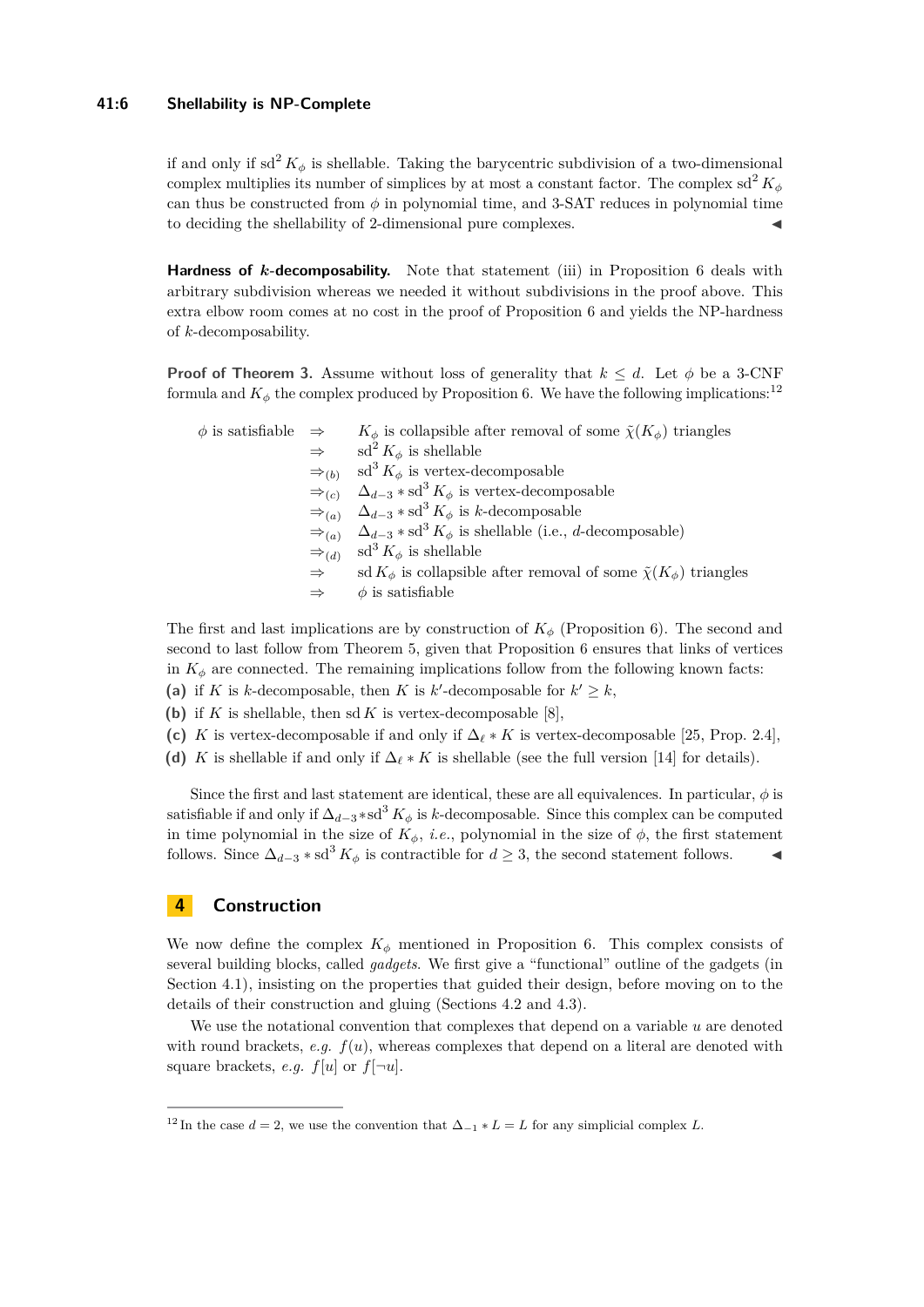if and only if $\operatorname{sd}^2 K_\phi$ is shellable. Taking the barycentric subdivision of a two-dimensional complex multiplies its number of simplices by at most a constant factor. The complex $\operatorname{sd}^2 K_\phi$ can thus be constructed from $\phi$ in polynomial time, and 3-SAT reduces in polynomial time to deciding the shellability of 2-dimensional pure complexes. ◀

**Hardness of $k$-decomposability.** Note that statement (iii) in Proposition 6 deals with arbitrary subdivision whereas we needed it without subdivisions in the proof above. This extra elbow room comes at no cost in the proof of Proposition 6 and yields the NP-hardness of $k$-decomposability.

**Proof of Theorem 3.** Assume without loss of generality that $k \leq d$. Let $\phi$ be a 3-CNF formula and $K_\phi$ the complex produced by Proposition 6. We have the following implications:[12]

$$
\begin{array}{rl}
\phi \text{ is satisfiable} & \Rightarrow \quad K_\phi \text{ is collapsible after removal of some } \tilde{\chi}(K_\phi) \text{ triangles} \\
& \Rightarrow \quad \operatorname{sd}^2 K_\phi \text{ is shellable} \\
& \Rightarrow_{(b)} \quad \operatorname{sd}^3 K_\phi \text{ is vertex-decomposable} \\
& \Rightarrow_{(c)} \quad \Delta_{d-3} * \operatorname{sd}^3 K_\phi \text{ is vertex-decomposable} \\
& \Rightarrow_{(a)} \quad \Delta_{d-3} * \operatorname{sd}^3 K_\phi \text{ is } k\text{-decomposable} \\
& \Rightarrow_{(a)} \quad \Delta_{d-3} * \operatorname{sd}^3 K_\phi \text{ is shellable (i.e., } d\text{-decomposable)} \\
& \Rightarrow_{(d)} \quad \operatorname{sd}^3 K_\phi \text{ is shellable} \\
& \Rightarrow \quad \operatorname{sd} K_\phi \text{ is collapsible after removal of some } \tilde{\chi}(K_\phi) \text{ triangles} \\
& \Rightarrow \quad \phi \text{ is satisfiable}
\end{array}
$$

The first and last implications are by construction of $K_\phi$ (Proposition 6). The second and second to last follow from Theorem 5, given that Proposition 6 ensures that links of vertices in $K_\phi$ are connected. The remaining implications follow from the following known facts:

**(a)** if $K$ is $k$-decomposable, then $K$ is $k'$-decomposable for $k' \geq k$,

**(b)** if $K$ is shellable, then $\operatorname{sd} K$ is vertex-decomposable [8],

**(c)** $K$ is vertex-decomposable if and only if $\Delta_\ell * K$ is vertex-decomposable [25, Prop. 2.4],

**(d)** $K$ is shellable if and only if $\Delta_\ell * K$ is shellable (see the full version [14] for details).

Since the first and last statement are identical, these are all equivalences. In particular, $\phi$ is satisfiable if and only if $\Delta_{d-3} * \operatorname{sd}^3 K_\phi$ is $k$-decomposable. Since this complex can be computed in time polynomial in the size of $K_\phi$, *i.e.*, polynomial in the size of $\phi$, the first statement follows. Since $\Delta_{d-3} * \operatorname{sd}^3 K_\phi$ is contractible for $d \geq 3$, the second statement follows. ◀

## 4 Construction

We now define the complex $K_\phi$ mentioned in Proposition 6. This complex consists of several building blocks, called *gadgets*. We first give a "functional" outline of the gadgets (in Section 4.1), insisting on the properties that guided their design, before moving on to the details of their construction and gluing (Sections 4.2 and 4.3).

We use the notational convention that complexes that depend on a variable $u$ are denoted with round brackets, *e.g.* $f(u)$, whereas complexes that depend on a literal are denoted with square brackets, *e.g.* $f[u]$ or $f[\neg u]$.

---

[12] In the case $d = 2$, we use the convention that $\Delta_{-1} * L = L$ for any simplicial complex $L$.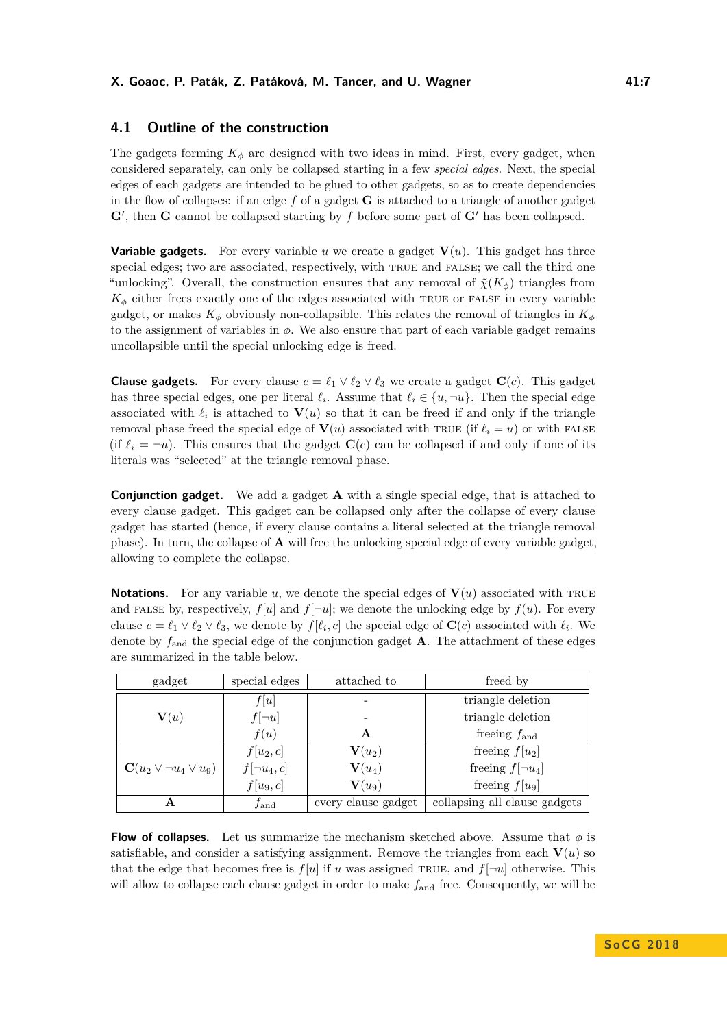## 4.1 Outline of the construction

The gadgets forming $K_\phi$ are designed with two ideas in mind. First, every gadget, when considered separately, can only be collapsed starting in a few *special edges*. Next, the special edges of each gadgets are intended to be glued to other gadgets, so as to create dependencies in the flow of collapses: if an edge $f$ of a gadget $\mathbf{G}$ is attached to a triangle of another gadget $\mathbf{G}'$, then $\mathbf{G}$ cannot be collapsed starting by $f$ before some part of $\mathbf{G}'$ has been collapsed.

**Variable gadgets.** For every variable $u$ we create a gadget $\mathbf{V}(u)$. This gadget has three special edges; two are associated, respectively, with TRUE and FALSE; we call the third one "unlocking". Overall, the construction ensures that any removal of $\tilde{\chi}(K_\phi)$ triangles from $K_\phi$ either frees exactly one of the edges associated with TRUE or FALSE in every variable gadget, or makes $K_\phi$ obviously non-collapsible. This relates the removal of triangles in $K_\phi$ to the assignment of variables in $\phi$. We also ensure that part of each variable gadget remains uncollapsible until the special unlocking edge is freed.

**Clause gadgets.** For every clause $c = \ell_1 \vee \ell_2 \vee \ell_3$ we create a gadget $\mathbf{C}(c)$. This gadget has three special edges, one per literal $\ell_i$. Assume that $\ell_i \in \{u, \neg u\}$. Then the special edge associated with $\ell_i$ is attached to $\mathbf{V}(u)$ so that it can be freed if and only if the triangle removal phase freed the special edge of $\mathbf{V}(u)$ associated with TRUE (if $\ell_i = u$) or with FALSE (if $\ell_i = \neg u$). This ensures that the gadget $\mathbf{C}(c)$ can be collapsed if and only if one of its literals was "selected" at the triangle removal phase.

**Conjunction gadget.** We add a gadget $\mathbf{A}$ with a single special edge, that is attached to every clause gadget. This gadget can be collapsed only after the collapse of every clause gadget has started (hence, if every clause contains a literal selected at the triangle removal phase). In turn, the collapse of $\mathbf{A}$ will free the unlocking special edge of every variable gadget, allowing to complete the collapse.

**Notations.** For any variable $u$, we denote the special edges of $\mathbf{V}(u)$ associated with TRUE and FALSE by, respectively, $f[u]$ and $f[\neg u]$; we denote the unlocking edge by $f(u)$. For every clause $c = \ell_1 \vee \ell_2 \vee \ell_3$, we denote by $f[\ell_i, c]$ the special edge of $\mathbf{C}(c)$ associated with $\ell_i$. We denote by $f_{\text{and}}$ the special edge of the conjunction gadget $\mathbf{A}$. The attachment of these edges are summarized in the table below.

| gadget | special edges | attached to | freed by |
|---|---|---|---|
| $\mathbf{V}(u)$ | $f[u]$ | - | triangle deletion |
| | $f[\neg u]$ | - | triangle deletion |
| | $f(u)$ | $\mathbf{A}$ | freeing $f_{\text{and}}$ |
| $\mathbf{C}(u_2 \vee \neg u_4 \vee u_9)$ | $f[u_2, c]$ | $\mathbf{V}(u_2)$ | freeing $f[u_2]$ |
| | $f[\neg u_4, c]$ | $\mathbf{V}(u_4)$ | freeing $f[\neg u_4]$ |
| | $f[u_9, c]$ | $\mathbf{V}(u_9)$ | freeing $f[u_9]$ |
| $\mathbf{A}$ | $f_{\text{and}}$ | every clause gadget | collapsing all clause gadgets |

**Flow of collapses.** Let us summarize the mechanism sketched above. Assume that $\phi$ is satisfiable, and consider a satisfying assignment. Remove the triangles from each $\mathbf{V}(u)$ so that the edge that becomes free is $f[u]$ if $u$ was assigned TRUE, and $f[\neg u]$ otherwise. This will allow to collapse each clause gadget in order to make $f_{\text{and}}$ free. Consequently, we will be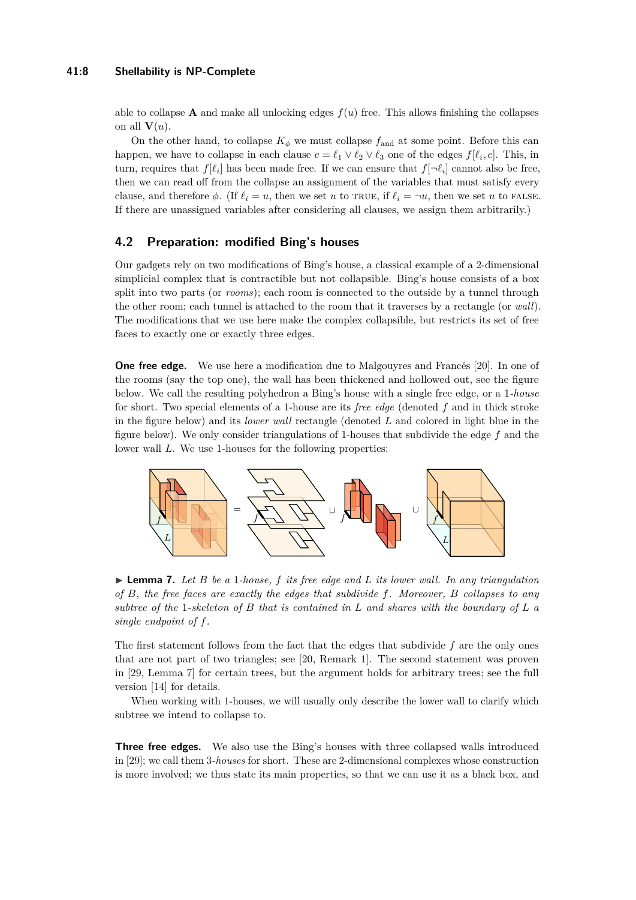able to collapse $\mathbf{A}$ and make all unlocking edges $f(u)$ free. This allows finishing the collapses on all $\mathbf{V}(u)$.

On the other hand, to collapse $K_\phi$ we must collapse $f_{\text{and}}$ at some point. Before this can happen, we have to collapse in each clause $c = \ell_1 \vee \ell_2 \vee \ell_3$ one of the edges $f[\ell_i, c]$. This, in turn, requires that $f[\ell_i]$ has been made free. If we can ensure that $f[\neg\ell_i]$ cannot also be free, then we can read off from the collapse an assignment of the variables that must satisfy every clause, and therefore $\phi$. (If $\ell_i = u$, then we set $u$ to TRUE, if $\ell_i = \neg u$, then we set $u$ to FALSE. If there are unassigned variables after considering all clauses, we assign them arbitrarily.)

## 4.2 Preparation: modified Bing's houses

Our gadgets rely on two modifications of Bing's house, a classical example of a 2-dimensional simplicial complex that is contractible but not collapsible. Bing's house consists of a box split into two parts (or *rooms*); each room is connected to the outside by a tunnel through the other room; each tunnel is attached to the room that it traverses by a rectangle (or *wall*). The modifications that we use here make the complex collapsible, but restricts its set of free faces to exactly one or exactly three edges.

**One free edge.** We use here a modification due to Malgouyres and Francés [20]. In one of the rooms (say the top one), the wall has been thickened and hollowed out, see the figure below. We call the resulting polyhedron a Bing's house with a single free edge, or a 1-*house* for short. Two special elements of a 1-house are its *free edge* (denoted $f$ and in thick stroke in the figure below) and its *lower wall* rectangle (denoted $L$ and colored in light blue in the figure below). We only consider triangulations of 1-houses that subdivide the edge $f$ and the lower wall $L$. We use 1-houses for the following properties:

▶ **Lemma 7.** *Let $B$ be a 1-house, $f$ its free edge and $L$ its lower wall. In any triangulation of $B$, the free faces are exactly the edges that subdivide $f$. Moreover, $B$ collapses to any subtree of the 1-skeleton of $B$ that is contained in $L$ and shares with the boundary of $L$ a single endpoint of $f$.*

The first statement follows from the fact that the edges that subdivide $f$ are the only ones that are not part of two triangles; see [20, Remark 1]. The second statement was proven in [29, Lemma 7] for certain trees, but the argument holds for arbitrary trees; see the full version [14] for details.

When working with 1-houses, we will usually only describe the lower wall to clarify which subtree we intend to collapse to.

**Three free edges.** We also use the Bing's houses with three collapsed walls introduced in [29]; we call them 3-*houses* for short. These are 2-dimensional complexes whose construction is more involved; we thus state its main properties, so that we can use it as a black box, and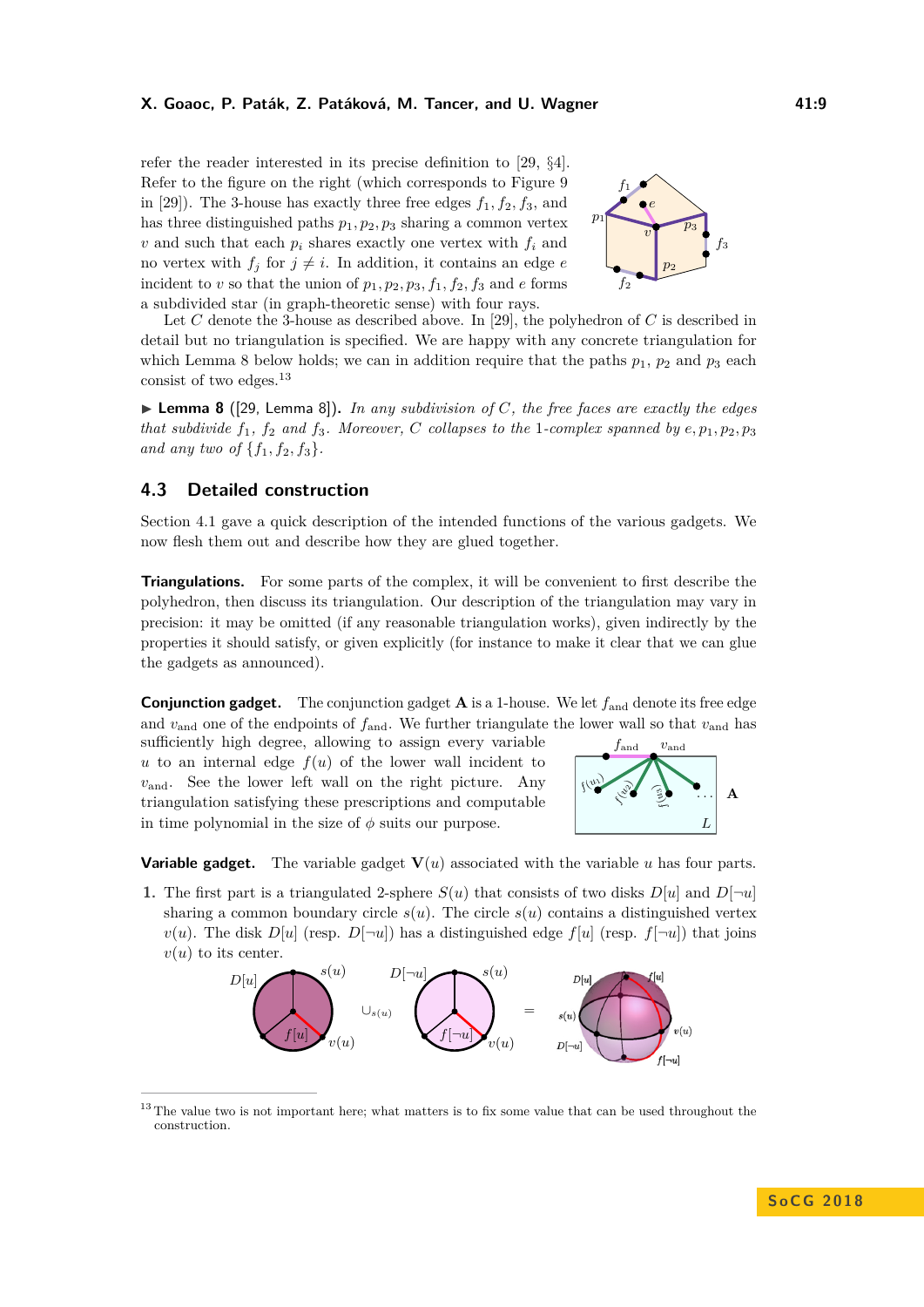refer the reader interested in its precise definition to [29, §4]. Refer to the figure on the right (which corresponds to Figure 9 in [29]). The 3-house has exactly three free edges $f_1, f_2, f_3$, and has three distinguished paths $p_1, p_2, p_3$ sharing a common vertex $v$ and such that each $p_i$ shares exactly one vertex with $f_i$ and no vertex with $f_j$ for $j \neq i$. In addition, it contains an edge $e$ incident to $v$ so that the union of $p_1, p_2, p_3, f_1, f_2, f_3$ and $e$ forms a subdivided star (in graph-theoretic sense) with four rays.

Let $C$ denote the 3-house as described above. In [29], the polyhedron of $C$ is described in detail but no triangulation is specified. We are happy with any concrete triangulation for which Lemma 8 below holds; we can in addition require that the paths $p_1$, $p_2$ and $p_3$ each consist of two edges.[13]

▶ **Lemma 8** ([29, Lemma 8]). *In any subdivision of $C$, the free faces are exactly the edges that subdivide $f_1$, $f_2$ and $f_3$. Moreover, $C$ collapses to the 1-complex spanned by $e, p_1, p_2, p_3$ and any two of $\{f_1, f_2, f_3\}$.*

## 4.3 Detailed construction

Section 4.1 gave a quick description of the intended functions of the various gadgets. We now flesh them out and describe how they are glued together.

**Triangulations.** For some parts of the complex, it will be convenient to first describe the polyhedron, then discuss its triangulation. Our description of the triangulation may vary in precision: it may be omitted (if any reasonable triangulation works), given indirectly by the properties it should satisfy, or given explicitly (for instance to make it clear that we can glue the gadgets as announced).

**Conjunction gadget.** The conjunction gadget $\mathbf{A}$ is a 1-house. We let $f_{\text{and}}$ denote its free edge and $v_{\text{and}}$ one of the endpoints of $f_{\text{and}}$. We further triangulate the lower wall so that $v_{\text{and}}$ has sufficiently high degree, allowing to assign every variable $u$ to an internal edge $f(u)$ of the lower wall incident to $v_{\text{and}}$. See the lower left wall on the right picture. Any triangulation satisfying these prescriptions and computable in time polynomial in the size of $\phi$ suits our purpose.

**Variable gadget.** The variable gadget $\mathbf{V}(u)$ associated with the variable $u$ has four parts.

1. The first part is a triangulated 2-sphere $S(u)$ that consists of two disks $D[u]$ and $D[\neg u]$ sharing a common boundary circle $s(u)$. The circle $s(u)$ contains a distinguished vertex $v(u)$. The disk $D[u]$ (resp. $D[\neg u]$) has a distinguished edge $f[u]$ (resp. $f[\neg u]$) that joins $v(u)$ to its center.

[13] The value two is not important here; what matters is to fix some value that can be used throughout the construction.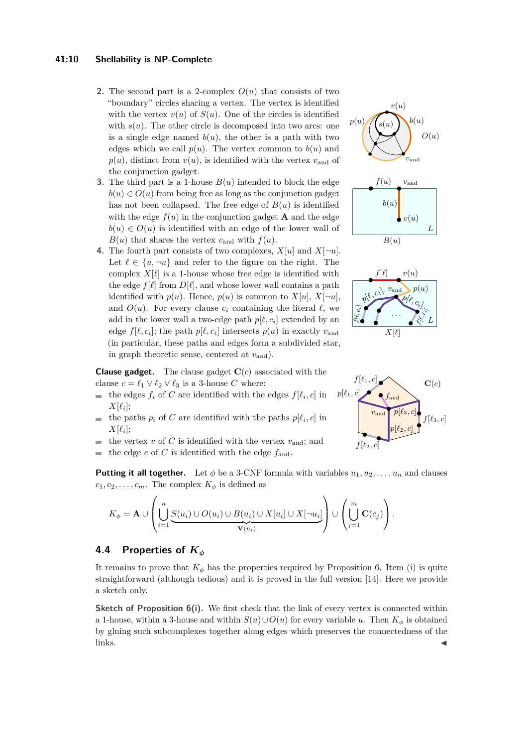2. The second part is a 2-complex $O(u)$ that consists of two "boundary" circles sharing a vertex. The vertex is identified with the vertex $v(u)$ of $S(u)$. One of the circles is identified with $s(u)$. The other circle is decomposed into two arcs: one is a single edge named $b(u)$, the other is a path with two edges which we call $p(u)$. The vertex common to $b(u)$ and $p(u)$, distinct from $v(u)$, is identified with the vertex $v_{\text{and}}$ of the conjunction gadget.
3. The third part is a 1-house $B(u)$ intended to block the edge $b(u) \in O(u)$ from being free as long as the conjunction gadget has not been collapsed. The free edge of $B(u)$ is identified with the edge $f(u)$ in the conjunction gadget $\mathbf{A}$ and the edge $b(u) \in O(u)$ is identified with an edge of the lower wall of $B(u)$ that shares the vertex $v_{\text{and}}$ with $f(u)$.
4. The fourth part consists of two complexes, $X[u]$ and $X[\neg u]$. Let $\ell \in \{u, \neg u\}$ and refer to the figure on the right. The complex $X[\ell]$ is a 1-house whose free edge is identified with the edge $f[\ell]$ from $D[\ell]$, and whose lower wall contains a path identified with $p(u)$. Hence, $p(u)$ is common to $X[u]$, $X[\neg u]$, and $O(u)$. For every clause $c_i$ containing the literal $\ell$, we add in the lower wall a two-edge path $p[\ell, c_i]$ extended by an edge $f[\ell, c_i]$; the path $p[\ell, c_i]$ intersects $p(u)$ in exactly $v_{\text{and}}$ (in particular, these paths and edges form a subdivided star, in graph theoretic sense, centered at $v_{\text{and}}$).

**Clause gadget.** The clause gadget $\mathbf{C}(c)$ associated with the clause $c = \ell_1 \vee \ell_2 \vee \ell_3$ is a 3-house $C$ where:

- the edges $f_i$ of $C$ are identified with the edges $f[\ell_i, c]$ in $X[\ell_i]$;
- the paths $p_i$ of $C$ are identified with the paths $p[\ell_i, c]$ in $X[\ell_i]$;
- the vertex $v$ of $C$ is identified with the vertex $v_{\text{and}}$; and
- the edge $e$ of $C$ is identified with the edge $f_{\text{and}}$.

**Putting it all together.** Let $\phi$ be a 3-CNF formula with variables $u_1, u_2, \dots, u_n$ and clauses $c_1, c_2, \dots, c_m$. The complex $K_\phi$ is defined as

$$K_\phi = \mathbf{A} \cup \left( \bigcup_{i=1}^{n} \underbrace{S(u_i) \cup O(u_i) \cup B(u_i) \cup X[u_i] \cup X[\neg u_i]}_{\mathbf{V}(u_i)} \right) \cup \left( \bigcup_{j=1}^{m} \mathbf{C}(c_j) \right).$$

## 4.4 Properties of $K_\phi$

It remains to prove that $K_\phi$ has the properties required by Proposition 6. Item (i) is quite straightforward (although tedious) and it is proved in the full version [14]. Here we provide a sketch only.

**Sketch of Proposition 6(i).** We first check that the link of every vertex is connected within a 1-house, within a 3-house and within $S(u) \cup O(u)$ for every variable $u$. Then $K_\phi$ is obtained by gluing such subcomplexes together along edges which preserves the connectedness of the links. ◀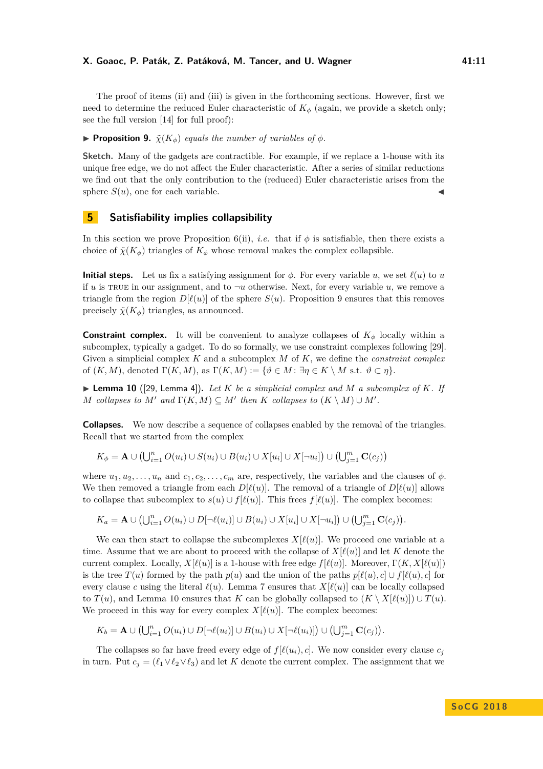The proof of items (ii) and (iii) is given in the forthcoming sections. However, first we need to determine the reduced Euler characteristic of $K_\phi$ (again, we provide a sketch only; see the full version [14] for full proof):

▶ **Proposition 9.** *$\tilde{\chi}(K_\phi)$ equals the number of variables of $\phi$.*

**Sketch.** Many of the gadgets are contractible. For example, if we replace a 1-house with its unique free edge, we do not affect the Euler characteristic. After a series of similar reductions we find out that the only contribution to the (reduced) Euler characteristic arises from the sphere $S(u)$, one for each variable. ◀

## 5 Satisfiability implies collapsibility

In this section we prove Proposition 6(ii), *i.e.* that if $\phi$ is satisfiable, then there exists a choice of $\tilde{\chi}(K_\phi)$ triangles of $K_\phi$ whose removal makes the complex collapsible.

**Initial steps.** Let us fix a satisfying assignment for $\phi$. For every variable $u$, we set $\ell(u)$ to $u$ if $u$ is TRUE in our assignment, and to $\neg u$ otherwise. Next, for every variable $u$, we remove a triangle from the region $D[\ell(u)]$ of the sphere $S(u)$. Proposition 9 ensures that this removes precisely $\tilde{\chi}(K_\phi)$ triangles, as announced.

**Constraint complex.** It will be convenient to analyze collapses of $K_\phi$ locally within a subcomplex, typically a gadget. To do so formally, we use constraint complexes following [29]. Given a simplicial complex $K$ and a subcomplex $M$ of $K$, we define the *constraint complex* of $(K, M)$, denoted $\Gamma(K, M)$, as $\Gamma(K, M) := \{\vartheta \in M : \exists \eta \in K \setminus M \text{ s.t. } \vartheta \subset \eta\}$.

▶ **Lemma 10** ([29, Lemma 4])**.** *Let $K$ be a simplicial complex and $M$ a subcomplex of $K$. If $M$ collapses to $M'$ and $\Gamma(K, M) \subseteq M'$ then $K$ collapses to $(K \setminus M) \cup M'$.*

**Collapses.** We now describe a sequence of collapses enabled by the removal of the triangles. Recall that we started from the complex

$$K_\phi = \mathbf{A} \cup \left(\bigcup_{i=1}^{n} O(u_i) \cup S(u_i) \cup B(u_i) \cup X[u_i] \cup X[\neg u_i]\right) \cup \left(\bigcup_{j=1}^{m} \mathbf{C}(c_j)\right)$$

where $u_1, u_2, \ldots, u_n$ and $c_1, c_2, \ldots, c_m$ are, respectively, the variables and the clauses of $\phi$. We then removed a triangle from each $D[\ell(u)]$. The removal of a triangle of $D[\ell(u)]$ allows to collapse that subcomplex to $s(u) \cup f[\ell(u)]$. This frees $f[\ell(u)]$. The complex becomes:

$$K_a = \mathbf{A} \cup \left(\bigcup_{i=1}^{n} O(u_i) \cup D[\neg\ell(u_i)] \cup B(u_i) \cup X[u_i] \cup X[\neg u_i]\right) \cup \left(\bigcup_{j=1}^{m} \mathbf{C}(c_j)\right).$$

We can then start to collapse the subcomplexes $X[\ell(u)]$. We proceed one variable at a time. Assume that we are about to proceed with the collapse of $X[\ell(u)]$ and let $K$ denote the current complex. Locally, $X[\ell(u)]$ is a 1-house with free edge $f[\ell(u)]$. Moreover, $\Gamma(K, X[\ell(u)])$ is the tree $T(u)$ formed by the path $p(u)$ and the union of the paths $p[\ell(u), c] \cup f[\ell(u), c]$ for every clause $c$ using the literal $\ell(u)$. Lemma 7 ensures that $X[\ell(u)]$ can be locally collapsed to $T(u)$, and Lemma 10 ensures that $K$ can be globally collapsed to $(K \setminus X[\ell(u)]) \cup T(u)$. We proceed in this way for every complex $X[\ell(u)]$. The complex becomes:

$$K_b = \mathbf{A} \cup \left(\bigcup_{i=1}^{n} O(u_i) \cup D[\neg\ell(u_i)] \cup B(u_i) \cup X[\neg\ell(u_i)]\right) \cup \left(\bigcup_{j=1}^{m} \mathbf{C}(c_j)\right).$$

The collapses so far have freed every edge of $f[\ell(u_i), c]$. We now consider every clause $c_j$ in turn. Put $c_j = (\ell_1 \vee \ell_2 \vee \ell_3)$ and let $K$ denote the current complex. The assignment that we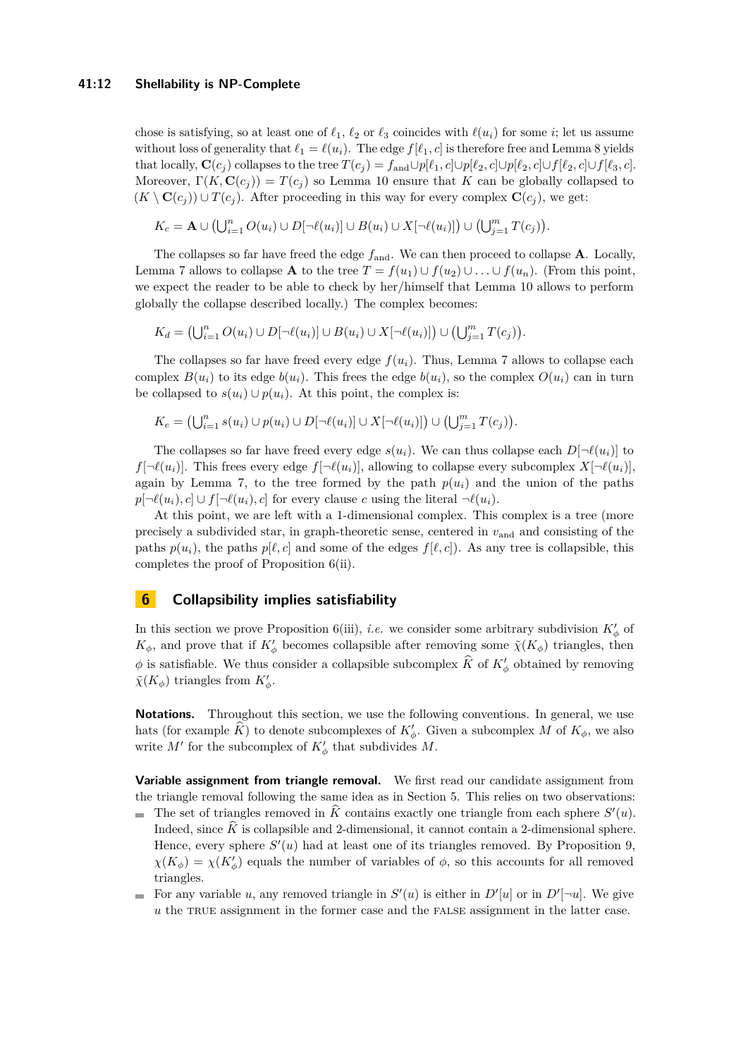chose is satisfying, so at least one of $\ell_1$, $\ell_2$ or $\ell_3$ coincides with $\ell(u_i)$ for some $i$; let us assume without loss of generality that $\ell_1 = \ell(u_i)$. The edge $f[\ell_1, c]$ is therefore free and Lemma 8 yields that locally, $\mathbf{C}(c_j)$ collapses to the tree $T(c_j) = f_{\text{and}} \cup p[\ell_1, c] \cup p[\ell_2, c] \cup p[\ell_2, c] \cup f[\ell_2, c] \cup f[\ell_3, c]$. Moreover, $\Gamma(K, \mathbf{C}(c_j)) = T(c_j)$ so Lemma 10 ensure that $K$ can be globally collapsed to $(K \setminus \mathbf{C}(c_j)) \cup T(c_j)$. After proceeding in this way for every complex $\mathbf{C}(c_j)$, we get:

$$K_c = \mathbf{A} \cup \left(\bigcup_{i=1}^n O(u_i) \cup D[\neg\ell(u_i)] \cup B(u_i) \cup X[\neg\ell(u_i)]\right) \cup \left(\bigcup_{j=1}^m T(c_j)\right).$$

The collapses so far have freed the edge $f_{\text{and}}$. We can then proceed to collapse $\mathbf{A}$. Locally, Lemma 7 allows to collapse $\mathbf{A}$ to the tree $T = f(u_1) \cup f(u_2) \cup \ldots \cup f(u_n)$. (From this point, we expect the reader to be able to check by her/himself that Lemma 10 allows to perform globally the collapse described locally.) The complex becomes:

$$K_d = \left(\bigcup_{i=1}^n O(u_i) \cup D[\neg\ell(u_i)] \cup B(u_i) \cup X[\neg\ell(u_i)]\right) \cup \left(\bigcup_{j=1}^m T(c_j)\right).$$

The collapses so far have freed every edge $f(u_i)$. Thus, Lemma 7 allows to collapse each complex $B(u_i)$ to its edge $b(u_i)$. This frees the edge $b(u_i)$, so the complex $O(u_i)$ can in turn be collapsed to $s(u_i) \cup p(u_i)$. At this point, the complex is:

$$K_e = \left(\bigcup_{i=1}^n s(u_i) \cup p(u_i) \cup D[\neg\ell(u_i)] \cup X[\neg\ell(u_i)]\right) \cup \left(\bigcup_{j=1}^m T(c_j)\right).$$

The collapses so far have freed every edge $s(u_i)$. We can thus collapse each $D[\neg\ell(u_i)]$ to $f[\neg\ell(u_i)]$. This frees every edge $f[\neg\ell(u_i)]$, allowing to collapse every subcomplex $X[\neg\ell(u_i)]$, again by Lemma 7, to the tree formed by the path $p(u_i)$ and the union of the paths $p[\neg\ell(u_i), c] \cup f[\neg\ell(u_i), c]$ for every clause $c$ using the literal $\neg\ell(u_i)$.

At this point, we are left with a 1-dimensional complex. This complex is a tree (more precisely a subdivided star, in graph-theoretic sense, centered in $v_{\text{and}}$ and consisting of the paths $p(u_i)$, the paths $p[\ell, c]$ and some of the edges $f[\ell, c]$). As any tree is collapsible, this completes the proof of Proposition 6(ii).

## 6 Collapsibility implies satisfiability

In this section we prove Proposition 6(iii), *i.e.* we consider some arbitrary subdivision $K'_\phi$ of $K_\phi$, and prove that if $K'_\phi$ becomes collapsible after removing some $\tilde{\chi}(K_\phi)$ triangles, then $\phi$ is satisfiable. We thus consider a collapsible subcomplex $\widehat{K}$ of $K'_\phi$ obtained by removing $\tilde{\chi}(K_\phi)$ triangles from $K'_\phi$.

**Notations.** Throughout this section, we use the following conventions. In general, we use hats (for example $\widehat{K}$) to denote subcomplexes of $K'_\phi$. Given a subcomplex $M$ of $K_\phi$, we also write $M'$ for the subcomplex of $K'_\phi$ that subdivides $M$.

**Variable assignment from triangle removal.** We first read our candidate assignment from the triangle removal following the same idea as in Section 5. This relies on two observations:

- The set of triangles removed in $\widehat{K}$ contains exactly one triangle from each sphere $S'(u)$. Indeed, since $\widehat{K}$ is collapsible and 2-dimensional, it cannot contain a 2-dimensional sphere. Hence, every sphere $S'(u)$ had at least one of its triangles removed. By Proposition 9, $\chi(K_\phi) = \chi(K'_\phi)$ equals the number of variables of $\phi$, so this accounts for all removed triangles.
- For any variable $u$, any removed triangle in $S'(u)$ is either in $D'[u]$ or in $D'[\neg u]$. We give $u$ the TRUE assignment in the former case and the FALSE assignment in the latter case.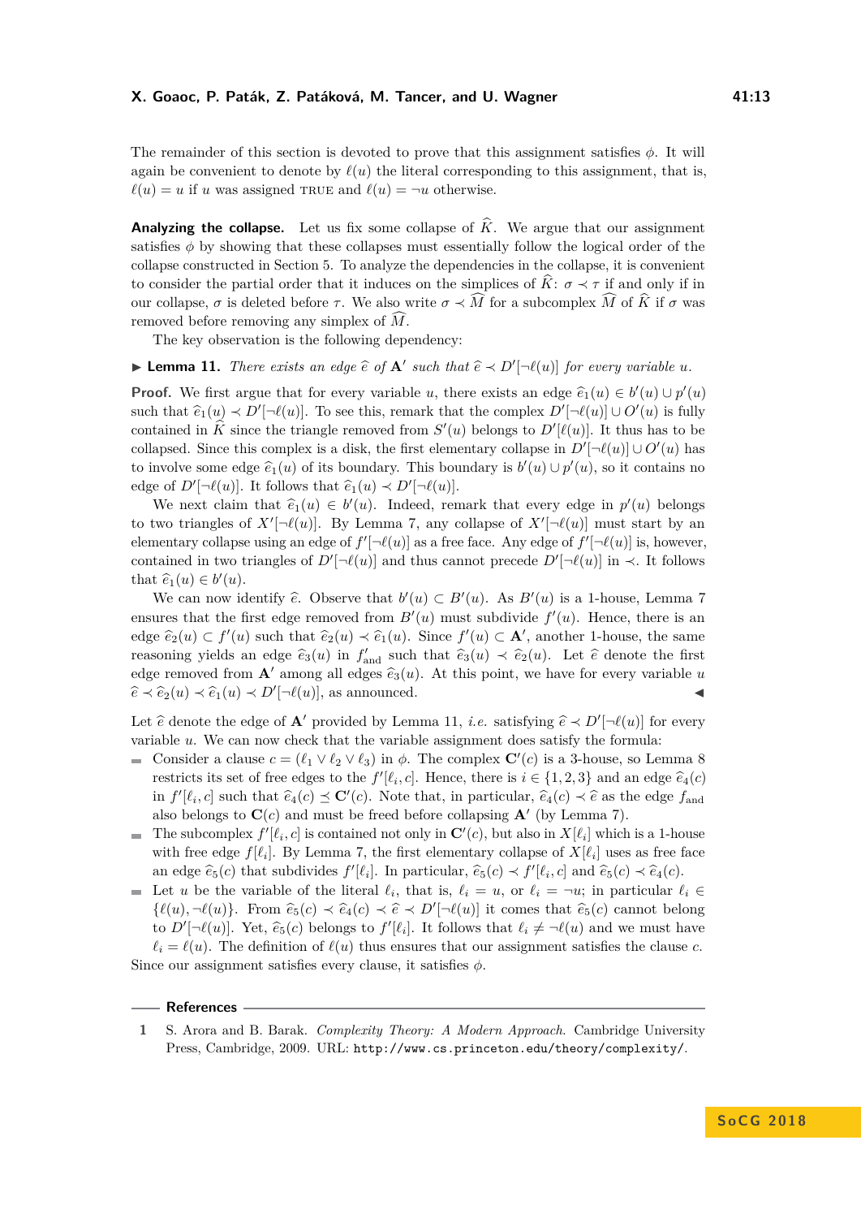The remainder of this section is devoted to prove that this assignment satisfies $\phi$. It will again be convenient to denote by $\ell(u)$ the literal corresponding to this assignment, that is, $\ell(u) = u$ if $u$ was assigned TRUE and $\ell(u) = \neg u$ otherwise.

**Analyzing the collapse.** Let us fix some collapse of $\widehat{K}$. We argue that our assignment satisfies $\phi$ by showing that these collapses must essentially follow the logical order of the collapse constructed in Section 5. To analyze the dependencies in the collapse, it is convenient to consider the partial order that it induces on the simplices of $\widehat{K}$: $\sigma \prec \tau$ if and only if in our collapse, $\sigma$ is deleted before $\tau$. We also write $\sigma \prec \widehat{M}$ for a subcomplex $\widehat{M}$ of $\widehat{K}$ if $\sigma$ was removed before removing any simplex of $\widehat{M}$.

The key observation is the following dependency:

▶ **Lemma 11.** *There exists an edge $\widehat{e}$ of $\mathbf{A}'$ such that $\widehat{e} \prec D'[\neg\ell(u)]$ for every variable $u$.*

**Proof.** We first argue that for every variable $u$, there exists an edge $\widehat{e}_1(u) \in b'(u) \cup p'(u)$ such that $\widehat{e}_1(u) \prec D'[\neg\ell(u)]$. To see this, remark that the complex $D'[\neg\ell(u)] \cup O'(u)$ is fully contained in $\widehat{K}$ since the triangle removed from $S'(u)$ belongs to $D'[\ell(u)]$. It thus has to be collapsed. Since this complex is a disk, the first elementary collapse in $D'[\neg\ell(u)] \cup O'(u)$ has to involve some edge $\widehat{e}_1(u)$ of its boundary. This boundary is $b'(u) \cup p'(u)$, so it contains no edge of $D'[\neg\ell(u)]$. It follows that $\widehat{e}_1(u) \prec D'[\neg\ell(u)]$.

We next claim that $\widehat{e}_1(u) \in b'(u)$. Indeed, remark that every edge in $p'(u)$ belongs to two triangles of $X'[\neg\ell(u)]$. By Lemma 7, any collapse of $X'[\neg\ell(u)]$ must start by an elementary collapse using an edge of $f'[\neg\ell(u)]$ as a free face. Any edge of $f'[\neg\ell(u)]$ is, however, contained in two triangles of $D'[\neg\ell(u)]$ and thus cannot precede $D'[\neg\ell(u)]$ in $\prec$. It follows that $\widehat{e}_1(u) \in b'(u)$.

We can now identify $\widehat{e}$. Observe that $b'(u) \subset B'(u)$. As $B'(u)$ is a 1-house, Lemma 7 ensures that the first edge removed from $B'(u)$ must subdivide $f'(u)$. Hence, there is an edge $\widehat{e}_2(u) \subset f'(u)$ such that $\widehat{e}_2(u) \prec \widehat{e}_1(u)$. Since $f'(u) \subset \mathbf{A}'$, another 1-house, the same reasoning yields an edge $\widehat{e}_3(u)$ in $f'_{\text{and}}$ such that $\widehat{e}_3(u) \prec \widehat{e}_2(u)$. Let $\widehat{e}$ denote the first edge removed from $\mathbf{A}'$ among all edges $\widehat{e}_3(u)$. At this point, we have for every variable $u$ $\widehat{e} \prec \widehat{e}_2(u) \prec \widehat{e}_1(u) \prec D'[\neg\ell(u)]$, as announced. ◀

Let $\widehat{e}$ denote the edge of $\mathbf{A}'$ provided by Lemma 11, *i.e.* satisfying $\widehat{e} \prec D'[\neg\ell(u)]$ for every variable $u$. We can now check that the variable assignment does satisfy the formula:

- Consider a clause $c = (\ell_1 \vee \ell_2 \vee \ell_3)$ in $\phi$. The complex $\mathbf{C}'(c)$ is a 3-house, so Lemma 8 restricts its set of free edges to the $f'[\ell_i, c]$. Hence, there is $i \in \{1, 2, 3\}$ and an edge $\widehat{e}_4(c)$ in $f'[\ell_i, c]$ such that $\widehat{e}_4(c) \preceq \mathbf{C}'(c)$. Note that, in particular, $\widehat{e}_4(c) \prec \widehat{e}$ as the edge $f_{\text{and}}$ also belongs to $\mathbf{C}(c)$ and must be freed before collapsing $\mathbf{A}'$ (by Lemma 7).
- The subcomplex $f'[\ell_i, c]$ is contained not only in $\mathbf{C}'(c)$, but also in $X[\ell_i]$ which is a 1-house with free edge $f[\ell_i]$. By Lemma 7, the first elementary collapse of $X[\ell_i]$ uses as free face an edge $\widehat{e}_5(c)$ that subdivides $f'[\ell_i]$. In particular, $\widehat{e}_5(c) \prec f'[\ell_i, c]$ and $\widehat{e}_5(c) \prec \widehat{e}_4(c)$.
- Let $u$ be the variable of the literal $\ell_i$, that is, $\ell_i = u$, or $\ell_i = \neg u$; in particular $\ell_i \in \{\ell(u), \neg\ell(u)\}$. From $\widehat{e}_5(c) \prec \widehat{e}_4(c) \prec \widehat{e} \prec D'[\neg\ell(u)]$ it comes that $\widehat{e}_5(c)$ cannot belong to $D'[\neg\ell(u)]$. Yet, $\widehat{e}_5(c)$ belongs to $f'[\ell_i]$. It follows that $\ell_i \neq \neg\ell(u)$ and we must have $\ell_i = \ell(u)$. The definition of $\ell(u)$ thus ensures that our assignment satisfies the clause $c$.

Since our assignment satisfies every clause, it satisfies $\phi$.

## References

1 S. Arora and B. Barak. *Complexity Theory: A Modern Approach*. Cambridge University Press, Cambridge, 2009. URL: `http://www.cs.princeton.edu/theory/complexity/`.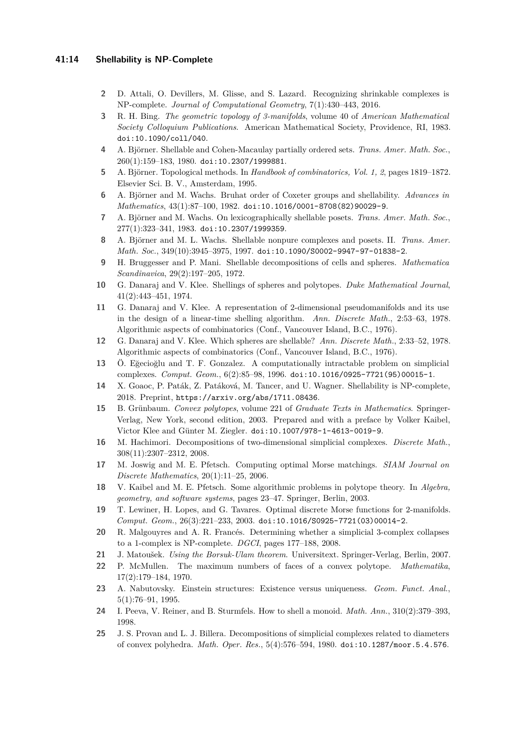2. D. Attali, O. Devillers, M. Glisse, and S. Lazard. Recognizing shrinkable complexes is NP-complete. *Journal of Computational Geometry*, 7(1):430–443, 2016.
3. R. H. Bing. *The geometric topology of 3-manifolds*, volume 40 of *American Mathematical Society Colloquium Publications*. American Mathematical Society, Providence, RI, 1983. doi:10.1090/coll/040.
4. A. Björner. Shellable and Cohen-Macaulay partially ordered sets. *Trans. Amer. Math. Soc.*, 260(1):159–183, 1980. doi:10.2307/1999881.
5. A. Björner. Topological methods. In *Handbook of combinatorics, Vol. 1, 2*, pages 1819–1872. Elsevier Sci. B. V., Amsterdam, 1995.
6. A. Björner and M. Wachs. Bruhat order of Coxeter groups and shellability. *Advances in Mathematics*, 43(1):87–100, 1982. doi:10.1016/0001-8708(82)90029-9.
7. A. Björner and M. Wachs. On lexicographically shellable posets. *Trans. Amer. Math. Soc.*, 277(1):323–341, 1983. doi:10.2307/1999359.
8. A. Björner and M. L. Wachs. Shellable nonpure complexes and posets. II. *Trans. Amer. Math. Soc.*, 349(10):3945–3975, 1997. doi:10.1090/S0002-9947-97-01838-2.
9. H. Bruggesser and P. Mani. Shellable decompositions of cells and spheres. *Mathematica Scandinavica*, 29(2):197–205, 1972.
10. G. Danaraj and V. Klee. Shellings of spheres and polytopes. *Duke Mathematical Journal*, 41(2):443–451, 1974.
11. G. Danaraj and V. Klee. A representation of 2-dimensional pseudomanifolds and its use in the design of a linear-time shelling algorithm. *Ann. Discrete Math.*, 2:53–63, 1978. Algorithmic aspects of combinatorics (Conf., Vancouver Island, B.C., 1976).
12. G. Danaraj and V. Klee. Which spheres are shellable? *Ann. Discrete Math.*, 2:33–52, 1978. Algorithmic aspects of combinatorics (Conf., Vancouver Island, B.C., 1976).
13. Ö. Eğecioğlu and T. F. Gonzalez. A computationally intractable problem on simplicial complexes. *Comput. Geom.*, 6(2):85–98, 1996. doi:10.1016/0925-7721(95)00015-1.
14. X. Goaoc, P. Paták, Z. Patáková, M. Tancer, and U. Wagner. Shellability is NP-complete, 2018. Preprint, https://arxiv.org/abs/1711.08436.
15. B. Grünbaum. *Convex polytopes*, volume 221 of *Graduate Texts in Mathematics*. Springer-Verlag, New York, second edition, 2003. Prepared and with a preface by Volker Kaibel, Victor Klee and Günter M. Ziegler. doi:10.1007/978-1-4613-0019-9.
16. M. Hachimori. Decompositions of two-dimensional simplicial complexes. *Discrete Math.*, 308(11):2307–2312, 2008.
17. M. Joswig and M. E. Pfetsch. Computing optimal Morse matchings. *SIAM Journal on Discrete Mathematics*, 20(1):11–25, 2006.
18. V. Kaibel and M. E. Pfetsch. Some algorithmic problems in polytope theory. In *Algebra, geometry, and software systems*, pages 23–47. Springer, Berlin, 2003.
19. T. Lewiner, H. Lopes, and G. Tavares. Optimal discrete Morse functions for 2-manifolds. *Comput. Geom.*, 26(3):221–233, 2003. doi:10.1016/S0925-7721(03)00014-2.
20. R. Malgouyres and A. R. Francés. Determining whether a simplicial 3-complex collapses to a 1-complex is NP-complete. *DGCI*, pages 177–188, 2008.
21. J. Matoušek. *Using the Borsuk-Ulam theorem*. Universitext. Springer-Verlag, Berlin, 2007.
22. P. McMullen. The maximum numbers of faces of a convex polytope. *Mathematika*, 17(2):179–184, 1970.
23. A. Nabutovsky. Einstein structures: Existence versus uniqueness. *Geom. Funct. Anal.*, 5(1):76–91, 1995.
24. I. Peeva, V. Reiner, and B. Sturmfels. How to shell a monoid. *Math. Ann.*, 310(2):379–393, 1998.
25. J. S. Provan and L. J. Billera. Decompositions of simplicial complexes related to diameters of convex polyhedra. *Math. Oper. Res.*, 5(4):576–594, 1980. doi:10.1287/moor.5.4.576.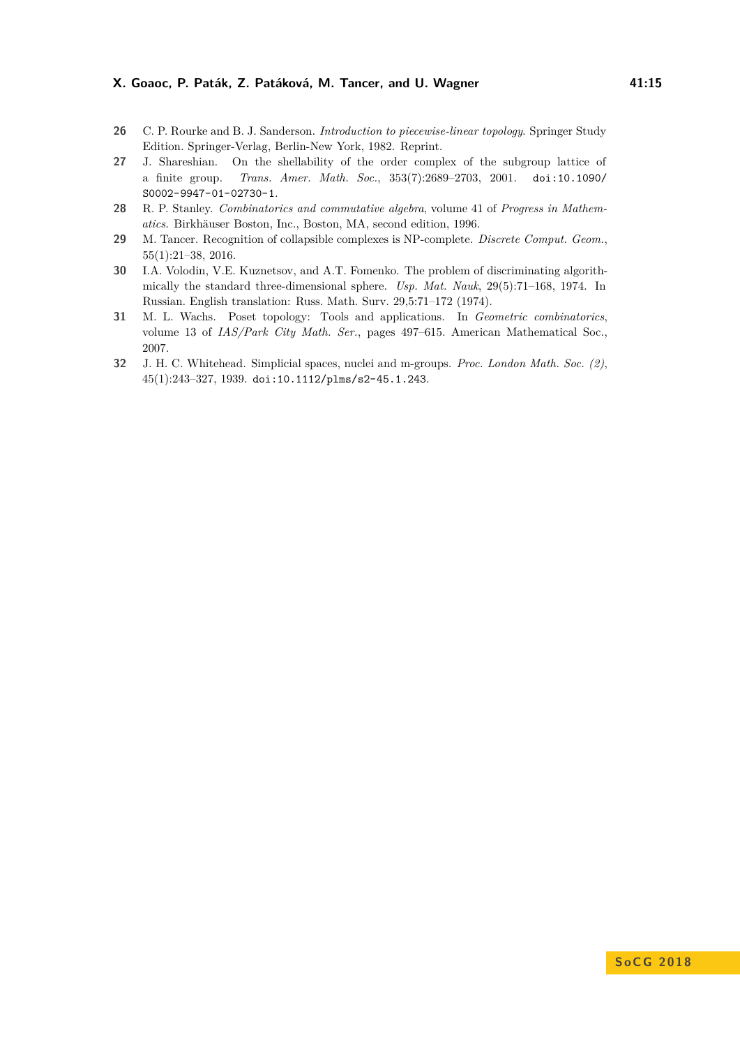26 C. P. Rourke and B. J. Sanderson. *Introduction to piecewise-linear topology*. Springer Study Edition. Springer-Verlag, Berlin-New York, 1982. Reprint.

27 J. Shareshian. On the shellability of the order complex of the subgroup lattice of a finite group. *Trans. Amer. Math. Soc.*, 353(7):2689–2703, 2001. doi:10.1090/S0002-9947-01-02730-1.

28 R. P. Stanley. *Combinatorics and commutative algebra*, volume 41 of *Progress in Mathematics*. Birkhäuser Boston, Inc., Boston, MA, second edition, 1996.

29 M. Tancer. Recognition of collapsible complexes is NP-complete. *Discrete Comput. Geom.*, 55(1):21–38, 2016.

30 I.A. Volodin, V.E. Kuznetsov, and A.T. Fomenko. The problem of discriminating algorithmically the standard three-dimensional sphere. *Usp. Mat. Nauk*, 29(5):71–168, 1974. In Russian. English translation: Russ. Math. Surv. 29,5:71–172 (1974).

31 M. L. Wachs. Poset topology: Tools and applications. In *Geometric combinatorics*, volume 13 of *IAS/Park City Math. Ser.*, pages 497–615. American Mathematical Soc., 2007.

32 J. H. C. Whitehead. Simplicial spaces, nuclei and m-groups. *Proc. London Math. Soc. (2)*, 45(1):243–327, 1939. doi:10.1112/plms/s2-45.1.243.